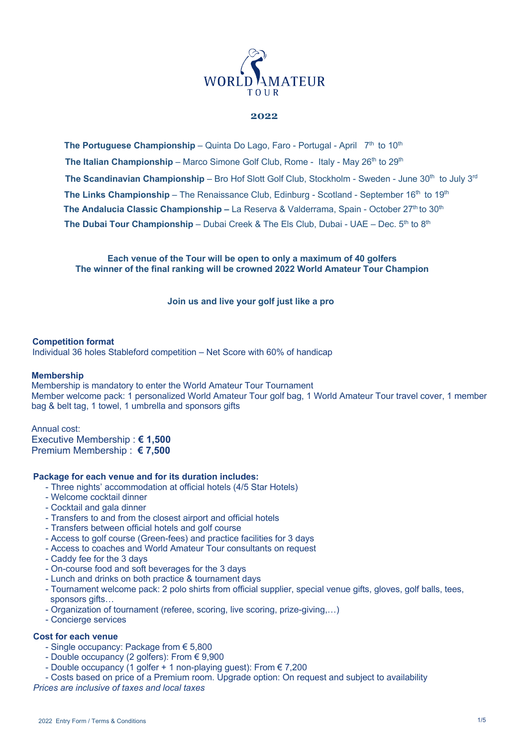# WORLD AMATEUR TOUR

## 2022

**The Portuguese Championship** – Quinta Do Lago, Faro - Portugal - April 7th to 10th

**The Italian Championship** – Marco Simone Golf Club, Rome - Italy - May 26th to 29th

**The Scandinavian Championship** – Bro Hof Slott Golf Club, Stockholm - Sweden - June 30th to July 3rd

**The Links Championship** – The Renaissance Club, Edinburg - Scotland - September 16th to 19th

**The Andalucia Classic Championship –** La Reserva & Valderrama, Spain - October 27th to 30th

**The Dubai Tour Championship** – Dubai Creek & The Els Club, Dubai - UAE – Dec. 5th to 8th

**Each venue of the Tour will be open to only a maximum of 40 golfers**
**The winner of the final ranking will be crowned 2022 World Amateur Tour Champion**

**Join us and live your golf just like a pro**

### Competition format

Individual 36 holes Stableford competition – Net Score with 60% of handicap

### Membership

Membership is mandatory to enter the World Amateur Tour Tournament
Member welcome pack: 1 personalized World Amateur Tour golf bag, 1 World Amateur Tour travel cover, 1 member bag & belt tag, 1 towel, 1 umbrella and sponsors gifts

Annual cost:
Executive Membership : **€ 1,500**
Premium Membership : **€ 7,500**

### Package for each venue and for its duration includes:

- Three nights' accommodation at official hotels (4/5 Star Hotels)
- Welcome cocktail dinner
- Cocktail and gala dinner
- Transfers to and from the closest airport and official hotels
- Transfers between official hotels and golf course
- Access to golf course (Green-fees) and practice facilities for 3 days
- Access to coaches and World Amateur Tour consultants on request
- Caddy fee for the 3 days
- On-course food and soft beverages for the 3 days
- Lunch and drinks on both practice & tournament days
- Tournament welcome pack: 2 polo shirts from official supplier, special venue gifts, gloves, golf balls, tees, sponsors gifts…
- Organization of tournament (referee, scoring, live scoring, prize-giving,…)
- Concierge services

### Cost for each venue

- Single occupancy: Package from € 5,800
- Double occupancy (2 golfers): From € 9,900
- Double occupancy (1 golfer + 1 non-playing guest): From € 7,200
- Costs based on price of a Premium room. Upgrade option: On request and subject to availability

*Prices are inclusive of taxes and local taxes*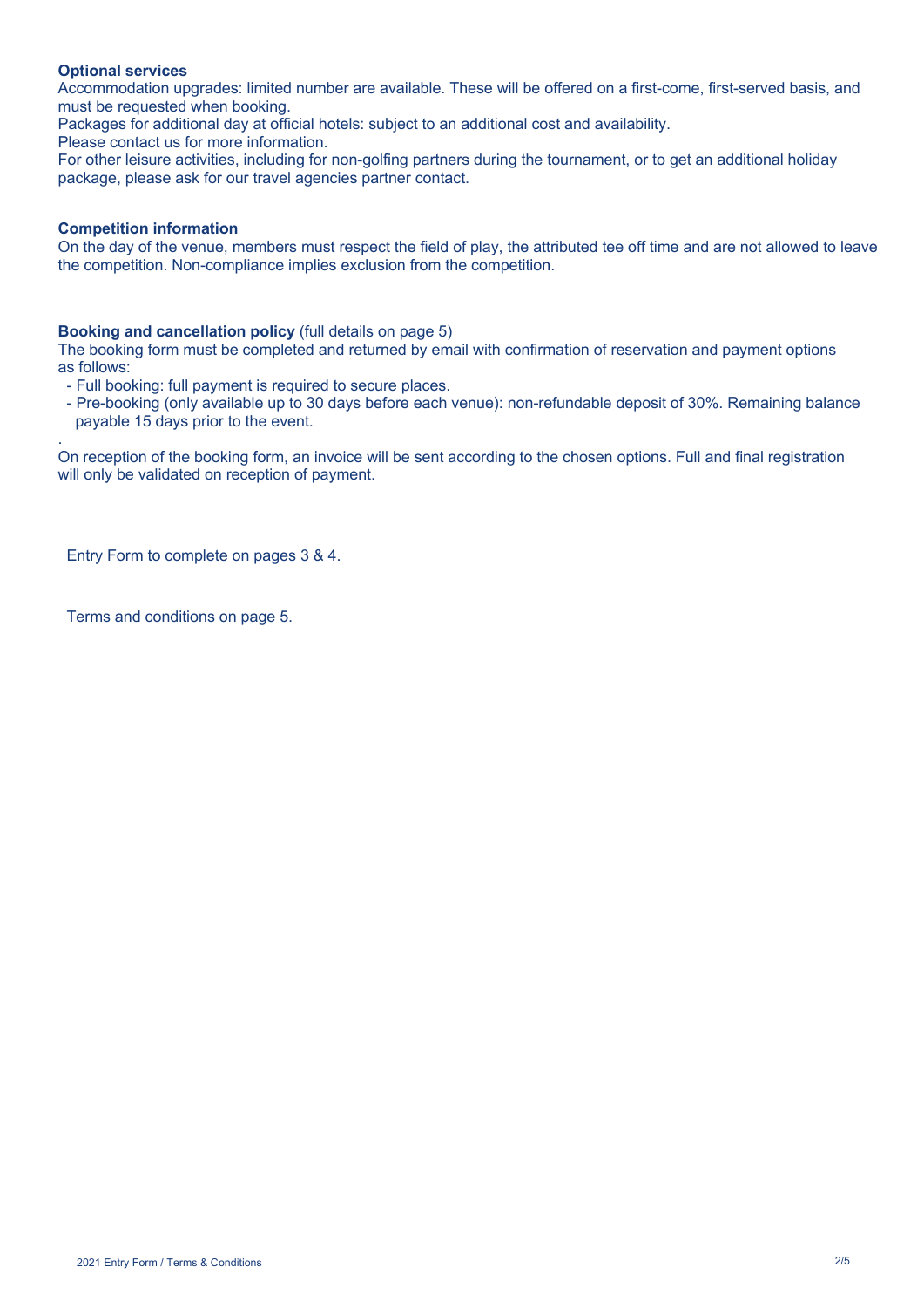**Optional services**

Accommodation upgrades: limited number are available. These will be offered on a first-come, first-served basis, and must be requested when booking.

Packages for additional day at official hotels: subject to an additional cost and availability.

Please contact us for more information.

For other leisure activities, including for non-golfing partners during the tournament, or to get an additional holiday package, please ask for our travel agencies partner contact.

**Competition information**

On the day of the venue, members must respect the field of play, the attributed tee off time and are not allowed to leave the competition. Non-compliance implies exclusion from the competition.

**Booking and cancellation policy** (full details on page 5)

The booking form must be completed and returned by email with confirmation of reservation and payment options as follows:

- Full booking: full payment is required to secure places.
- Pre-booking (only available up to 30 days before each venue): non-refundable deposit of 30%. Remaining balance payable 15 days prior to the event.

.

On reception of the booking form, an invoice will be sent according to the chosen options. Full and final registration will only be validated on reception of payment.

Entry Form to complete on pages 3 & 4.

Terms and conditions on page 5.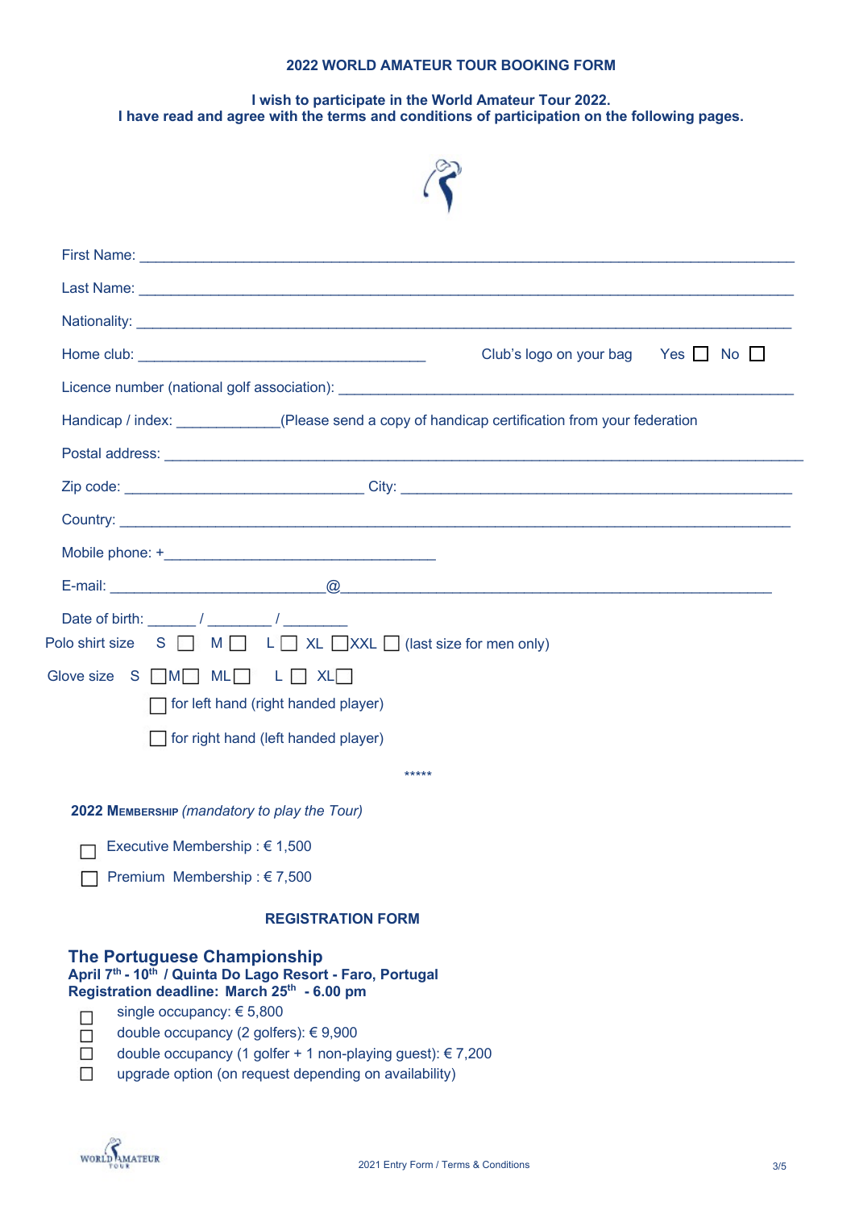**2022 WORLD AMATEUR TOUR BOOKING FORM**

**I wish to participate in the World Amateur Tour 2022.**
**I have read and agree with the terms and conditions of participation on the following pages.**

First Name: ______________________________________________________________________

Last Name: ______________________________________________________________________

Nationality: ______________________________________________________________________

Home club: ________________________________ Club's logo on your bag Yes ☐ No ☐

Licence number (national golf association): ______________________________________________

Handicap / index: ___________(Please send a copy of handicap certification from your federation

Postal address: ____________________________________________________________________

Zip code: ___________________________ City: ____________________________________________

Country: __________________________________________________________________________

Mobile phone: +_______________________________

E-mail: _________________________@_________________________________________________

Date of birth: ______ / _______ / ________

Polo shirt size S ☐ M ☐ L ☐ XL ☐XXL ☐ (last size for men only)

Glove size S ☐M☐ ML☐ L ☐ XL☐

☐ for left hand (right handed player)

☐ for right hand (left handed player)

*****

**2022 Membership** *(mandatory to play the Tour)*

☐ Executive Membership : € 1,500

☐ Premium Membership : € 7,500

**REGISTRATION FORM**

## The Portuguese Championship

**April 7th - 10th / Quinta Do Lago Resort - Faro, Portugal**
**Registration deadline: March 25th - 6.00 pm**

☐ single occupancy: € 5,800
☐ double occupancy (2 golfers): € 9,900
☐ double occupancy (1 golfer + 1 non-playing guest): € 7,200
☐ upgrade option (on request depending on availability)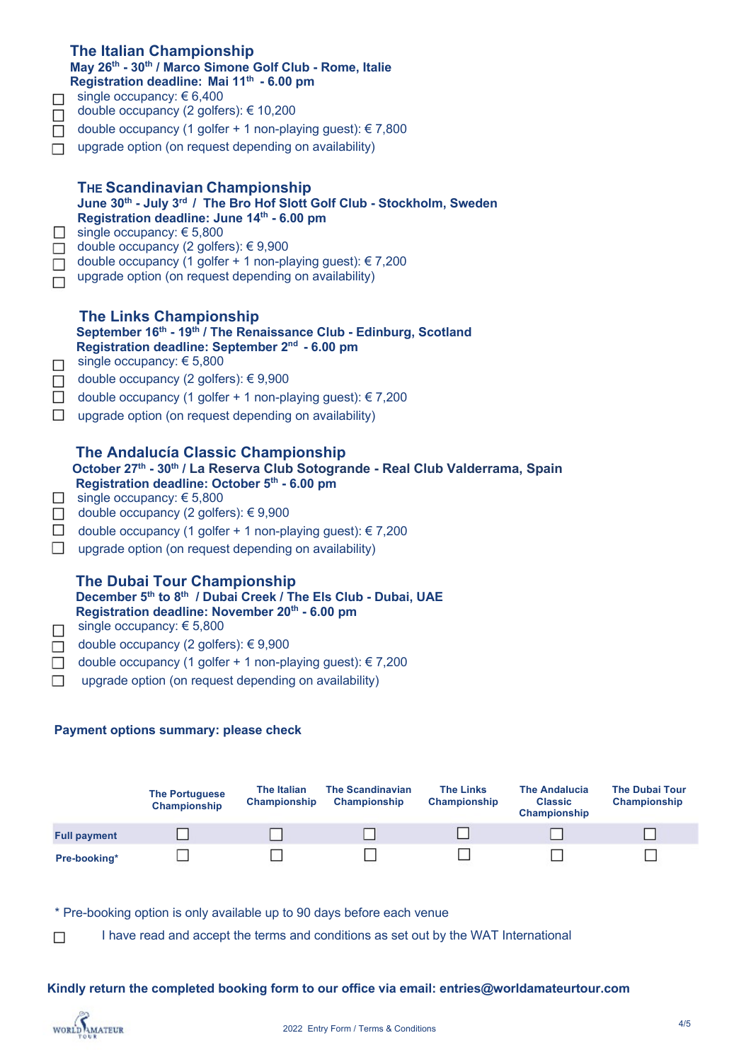### The Italian Championship

**May 26th - 30th / Marco Simone Golf Club - Rome, Italie**
**Registration deadline: Mai 11th - 6.00 pm**

- ☐ single occupancy: € 6,400
- ☐ double occupancy (2 golfers): € 10,200
- ☐ double occupancy (1 golfer + 1 non-playing guest): € 7,800
- ☐ upgrade option (on request depending on availability)

### THE Scandinavian Championship

**June 30th - July 3rd / The Bro Hof Slott Golf Club - Stockholm, Sweden**
**Registration deadline: June 14th - 6.00 pm**

- ☐ single occupancy: € 5,800
- ☐ double occupancy (2 golfers): € 9,900
- ☐ double occupancy (1 golfer + 1 non-playing guest): € 7,200
- ☐ upgrade option (on request depending on availability)

### The Links Championship

**September 16th - 19th / The Renaissance Club - Edinburg, Scotland**
**Registration deadline: September 2nd - 6.00 pm**

- ☐ single occupancy: € 5,800
- ☐ double occupancy (2 golfers): € 9,900
- ☐ double occupancy (1 golfer + 1 non-playing guest): € 7,200
- ☐ upgrade option (on request depending on availability)

### The Andalucía Classic Championship

**October 27th - 30th / La Reserva Club Sotogrande - Real Club Valderrama, Spain**
**Registration deadline: October 5th - 6.00 pm**

- ☐ single occupancy: € 5,800
- ☐ double occupancy (2 golfers): € 9,900
- ☐ double occupancy (1 golfer + 1 non-playing guest): € 7,200
- ☐ upgrade option (on request depending on availability)

### The Dubai Tour Championship

**December 5th to 8th / Dubai Creek / The Els Club - Dubai, UAE**
**Registration deadline: November 20th - 6.00 pm**

- ☐ single occupancy: € 5,800
- ☐ double occupancy (2 golfers): € 9,900
- ☐ double occupancy (1 golfer + 1 non-playing guest): € 7,200
- ☐ upgrade option (on request depending on availability)

**Payment options summary: please check**

| | The Portuguese Championship | The Italian Championship | The Scandinavian Championship | The Links Championship | The Andalucia Classic Championship | The Dubai Tour Championship |
|---|---|---|---|---|---|---|
| **Full payment** | ☐ | ☐ | ☐ | ☐ | ☐ | ☐ |
| **Pre-booking*** | ☐ | ☐ | ☐ | ☐ | ☐ | ☐ |

* Pre-booking option is only available up to 90 days before each venue

☐ I have read and accept the terms and conditions as set out by the WAT International

**Kindly return the completed booking form to our office via email: entries@worldamateurtour.com**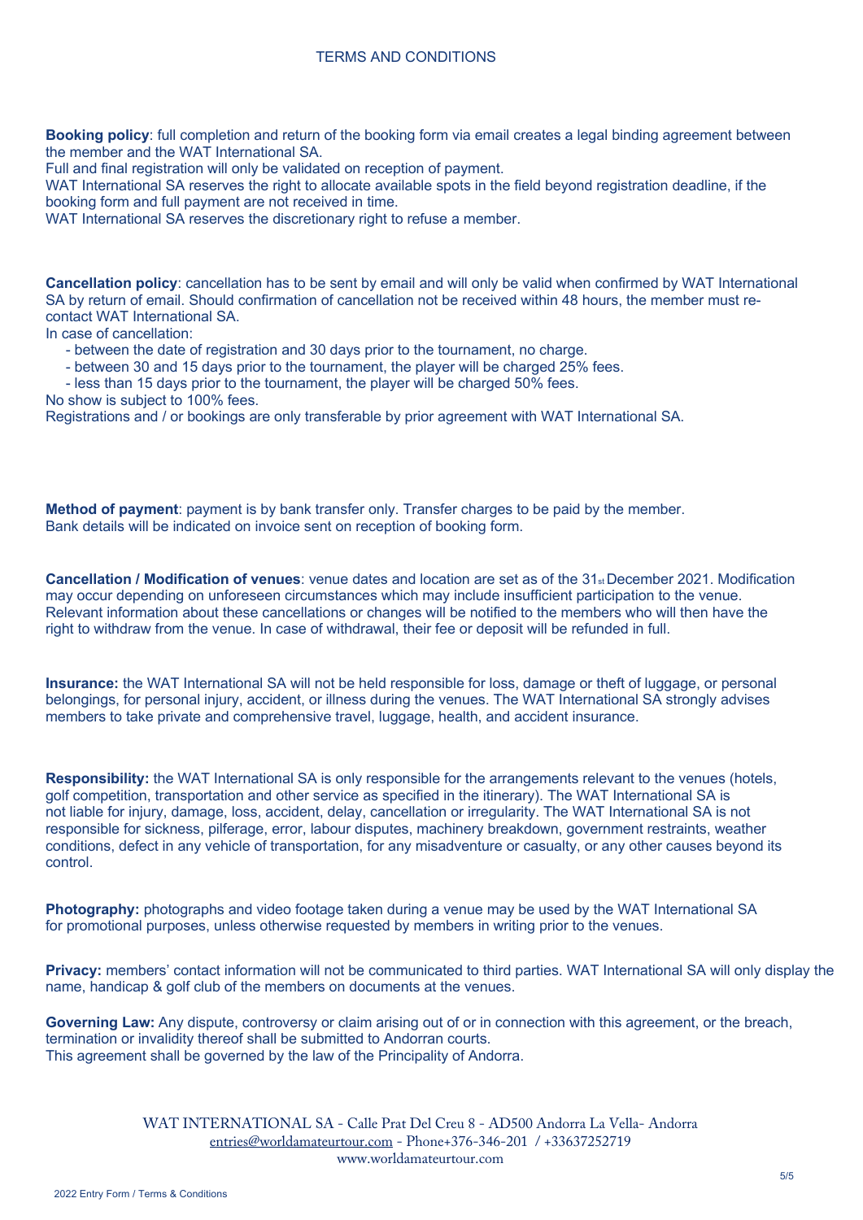# TERMS AND CONDITIONS

**Booking policy**: full completion and return of the booking form via email creates a legal binding agreement between the member and the WAT International SA.
Full and final registration will only be validated on reception of payment.
WAT International SA reserves the right to allocate available spots in the field beyond registration deadline, if the booking form and full payment are not received in time.
WAT International SA reserves the discretionary right to refuse a member.

**Cancellation policy**: cancellation has to be sent by email and will only be valid when confirmed by WAT International SA by return of email. Should confirmation of cancellation not be received within 48 hours, the member must re-contact WAT International SA.
In case of cancellation:

- between the date of registration and 30 days prior to the tournament, no charge.
- between 30 and 15 days prior to the tournament, the player will be charged 25% fees.
- less than 15 days prior to the tournament, the player will be charged 50% fees.

No show is subject to 100% fees.
Registrations and / or bookings are only transferable by prior agreement with WAT International SA.

**Method of payment**: payment is by bank transfer only. Transfer charges to be paid by the member.
Bank details will be indicated on invoice sent on reception of booking form.

**Cancellation / Modification of venues**: venue dates and location are set as of the 31st December 2021. Modification may occur depending on unforeseen circumstances which may include insufficient participation to the venue. Relevant information about these cancellations or changes will be notified to the members who will then have the right to withdraw from the venue. In case of withdrawal, their fee or deposit will be refunded in full.

**Insurance:** the WAT International SA will not be held responsible for loss, damage or theft of luggage, or personal belongings, for personal injury, accident, or illness during the venues. The WAT International SA strongly advises members to take private and comprehensive travel, luggage, health, and accident insurance.

**Responsibility:** the WAT International SA is only responsible for the arrangements relevant to the venues (hotels, golf competition, transportation and other service as specified in the itinerary). The WAT International SA is not liable for injury, damage, loss, accident, delay, cancellation or irregularity. The WAT International SA is not responsible for sickness, pilferage, error, labour disputes, machinery breakdown, government restraints, weather conditions, defect in any vehicle of transportation, for any misadventure or casualty, or any other causes beyond its control.

**Photography:** photographs and video footage taken during a venue may be used by the WAT International SA for promotional purposes, unless otherwise requested by members in writing prior to the venues.

**Privacy:** members' contact information will not be communicated to third parties. WAT International SA will only display the name, handicap & golf club of the members on documents at the venues.

**Governing Law:** Any dispute, controversy or claim arising out of or in connection with this agreement, or the breach, termination or invalidity thereof shall be submitted to Andorran courts.
This agreement shall be governed by the law of the Principality of Andorra.

WAT INTERNATIONAL SA - Calle Prat Del Creu 8 - AD500 Andorra La Vella- Andorra
entries@worldamateurtour.com - Phone+376-346-201 / +33637252719
www.worldamateurtour.com

2022 Entry Form / Terms & Conditions